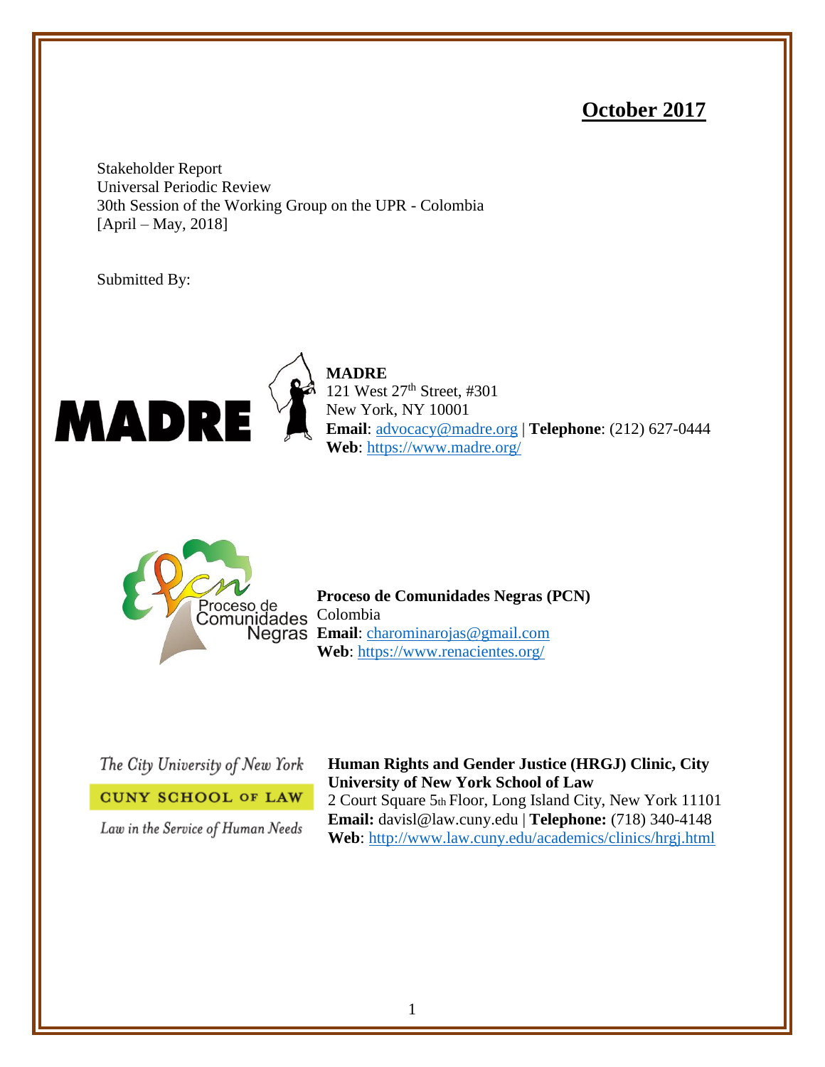**October 2017**

Stakeholder Report
Universal Periodic Review
30th Session of the Working Group on the UPR - Colombia
[April – May, 2018]

Submitted By:

**MADRE**
121 West 27th Street, #301
New York, NY 10001
**Email**: advocacy@madre.org | **Telephone**: (212) 627-0444
**Web**: https://www.madre.org/

**Proceso de Comunidades Negras (PCN)**
Colombia
**Email**: charominarojas@gmail.com
**Web**: https://www.renacientes.org/

**Human Rights and Gender Justice (HRGJ) Clinic, City University of New York School of Law**
2 Court Square 5th Floor, Long Island City, New York 11101
**Email:** davisl@law.cuny.edu | **Telephone:** (718) 340-4148
**Web**: http://www.law.cuny.edu/academics/clinics/hrgj.html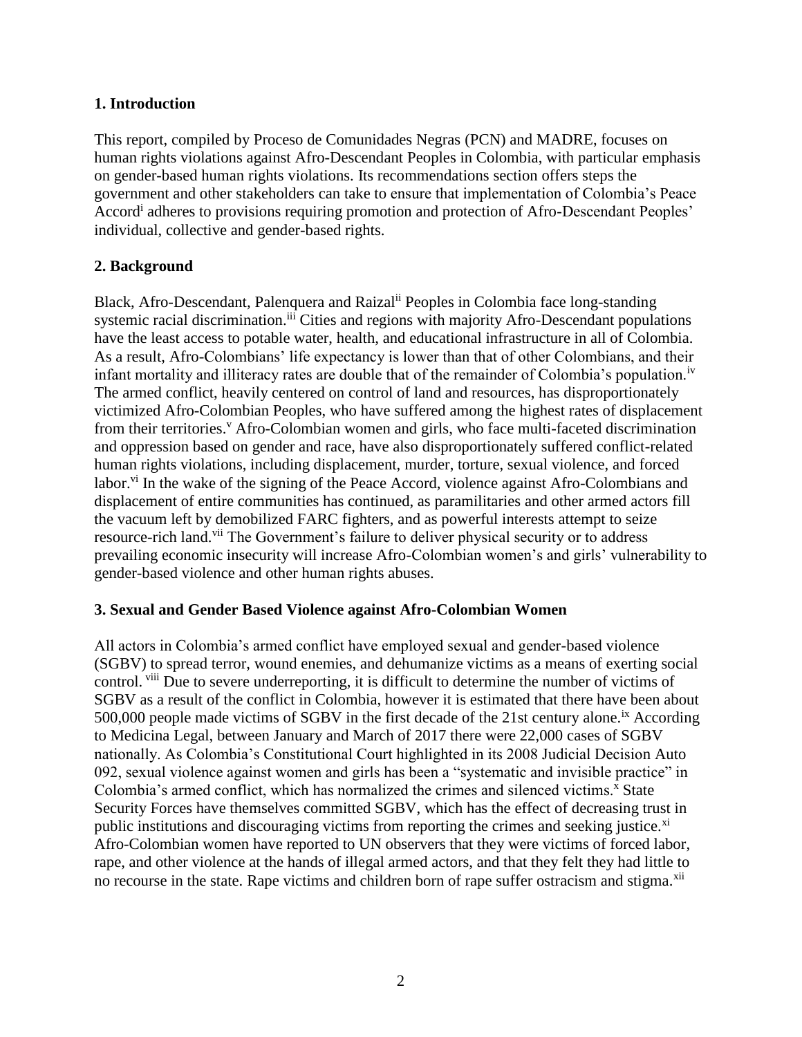## 1. Introduction

This report, compiled by Proceso de Comunidades Negras (PCN) and MADRE, focuses on human rights violations against Afro-Descendant Peoples in Colombia, with particular emphasis on gender-based human rights violations. Its recommendations section offers steps the government and other stakeholders can take to ensure that implementation of Colombia's Peace Accord[i] adheres to provisions requiring promotion and protection of Afro-Descendant Peoples' individual, collective and gender-based rights.

## 2. Background

Black, Afro-Descendant, Palenquera and Raizal[ii] Peoples in Colombia face long-standing systemic racial discrimination.[iii] Cities and regions with majority Afro-Descendant populations have the least access to potable water, health, and educational infrastructure in all of Colombia. As a result, Afro-Colombians' life expectancy is lower than that of other Colombians, and their infant mortality and illiteracy rates are double that of the remainder of Colombia's population.[iv] The armed conflict, heavily centered on control of land and resources, has disproportionately victimized Afro-Colombian Peoples, who have suffered among the highest rates of displacement from their territories.[v] Afro-Colombian women and girls, who face multi-faceted discrimination and oppression based on gender and race, have also disproportionately suffered conflict-related human rights violations, including displacement, murder, torture, sexual violence, and forced labor.[vi] In the wake of the signing of the Peace Accord, violence against Afro-Colombians and displacement of entire communities has continued, as paramilitaries and other armed actors fill the vacuum left by demobilized FARC fighters, and as powerful interests attempt to seize resource-rich land.[vii] The Government's failure to deliver physical security or to address prevailing economic insecurity will increase Afro-Colombian women's and girls' vulnerability to gender-based violence and other human rights abuses.

## 3. Sexual and Gender Based Violence against Afro-Colombian Women

All actors in Colombia's armed conflict have employed sexual and gender-based violence (SGBV) to spread terror, wound enemies, and dehumanize victims as a means of exerting social control.[viii] Due to severe underreporting, it is difficult to determine the number of victims of SGBV as a result of the conflict in Colombia, however it is estimated that there have been about 500,000 people made victims of SGBV in the first decade of the 21st century alone.[ix] According to Medicina Legal, between January and March of 2017 there were 22,000 cases of SGBV nationally. As Colombia's Constitutional Court highlighted in its 2008 Judicial Decision Auto 092, sexual violence against women and girls has been a "systematic and invisible practice" in Colombia's armed conflict, which has normalized the crimes and silenced victims.[x] State Security Forces have themselves committed SGBV, which has the effect of decreasing trust in public institutions and discouraging victims from reporting the crimes and seeking justice.[xi] Afro-Colombian women have reported to UN observers that they were victims of forced labor, rape, and other violence at the hands of illegal armed actors, and that they felt they had little to no recourse in the state. Rape victims and children born of rape suffer ostracism and stigma.[xii]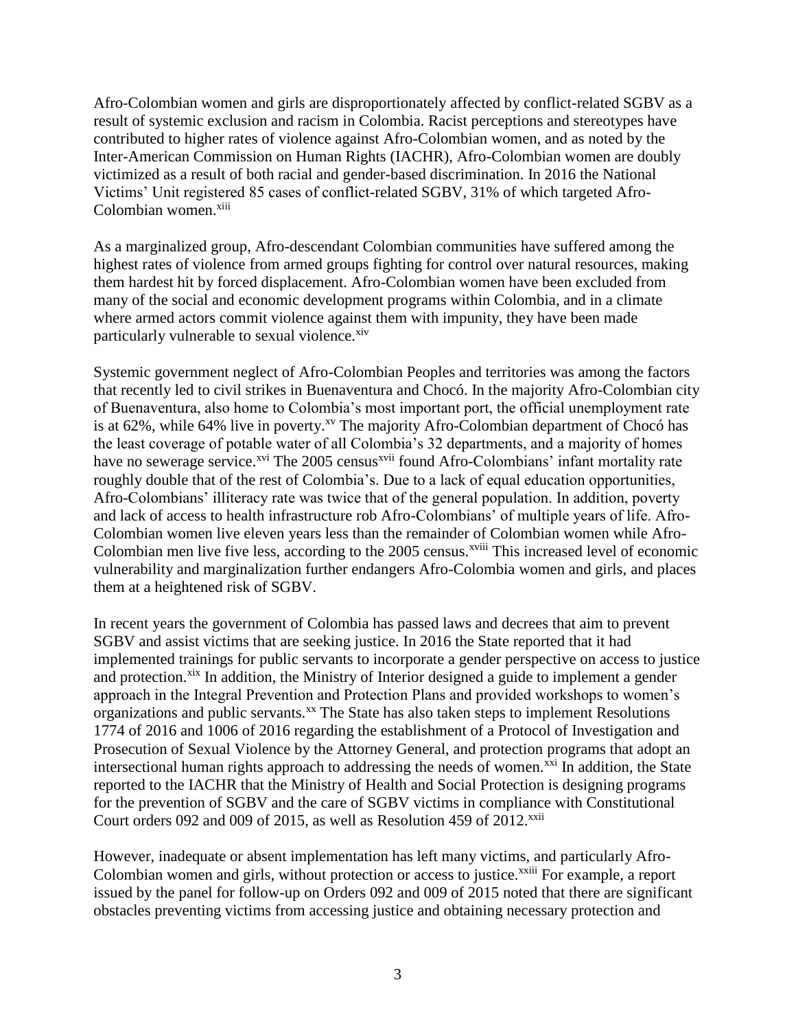Afro-Colombian women and girls are disproportionately affected by conflict-related SGBV as a result of systemic exclusion and racism in Colombia. Racist perceptions and stereotypes have contributed to higher rates of violence against Afro-Colombian women, and as noted by the Inter-American Commission on Human Rights (IACHR), Afro-Colombian women are doubly victimized as a result of both racial and gender-based discrimination. In 2016 the National Victims' Unit registered 85 cases of conflict-related SGBV, 31% of which targeted Afro-Colombian women.[xiii]

As a marginalized group, Afro-descendant Colombian communities have suffered among the highest rates of violence from armed groups fighting for control over natural resources, making them hardest hit by forced displacement. Afro-Colombian women have been excluded from many of the social and economic development programs within Colombia, and in a climate where armed actors commit violence against them with impunity, they have been made particularly vulnerable to sexual violence.[xiv]

Systemic government neglect of Afro-Colombian Peoples and territories was among the factors that recently led to civil strikes in Buenaventura and Chocó. In the majority Afro-Colombian city of Buenaventura, also home to Colombia's most important port, the official unemployment rate is at 62%, while 64% live in poverty.[xv] The majority Afro-Colombian department of Chocó has the least coverage of potable water of all Colombia's 32 departments, and a majority of homes have no sewerage service.[xvi] The 2005 census[xvii] found Afro-Colombians' infant mortality rate roughly double that of the rest of Colombia's. Due to a lack of equal education opportunities, Afro-Colombians' illiteracy rate was twice that of the general population. In addition, poverty and lack of access to health infrastructure rob Afro-Colombians' of multiple years of life. Afro-Colombian women live eleven years less than the remainder of Colombian women while Afro-Colombian men live five less, according to the 2005 census.[xviii] This increased level of economic vulnerability and marginalization further endangers Afro-Colombia women and girls, and places them at a heightened risk of SGBV.

In recent years the government of Colombia has passed laws and decrees that aim to prevent SGBV and assist victims that are seeking justice. In 2016 the State reported that it had implemented trainings for public servants to incorporate a gender perspective on access to justice and protection.[xix] In addition, the Ministry of Interior designed a guide to implement a gender approach in the Integral Prevention and Protection Plans and provided workshops to women's organizations and public servants.[xx] The State has also taken steps to implement Resolutions 1774 of 2016 and 1006 of 2016 regarding the establishment of a Protocol of Investigation and Prosecution of Sexual Violence by the Attorney General, and protection programs that adopt an intersectional human rights approach to addressing the needs of women.[xxi] In addition, the State reported to the IACHR that the Ministry of Health and Social Protection is designing programs for the prevention of SGBV and the care of SGBV victims in compliance with Constitutional Court orders 092 and 009 of 2015, as well as Resolution 459 of 2012.[xxii]

However, inadequate or absent implementation has left many victims, and particularly Afro-Colombian women and girls, without protection or access to justice.[xxiii] For example, a report issued by the panel for follow-up on Orders 092 and 009 of 2015 noted that there are significant obstacles preventing victims from accessing justice and obtaining necessary protection and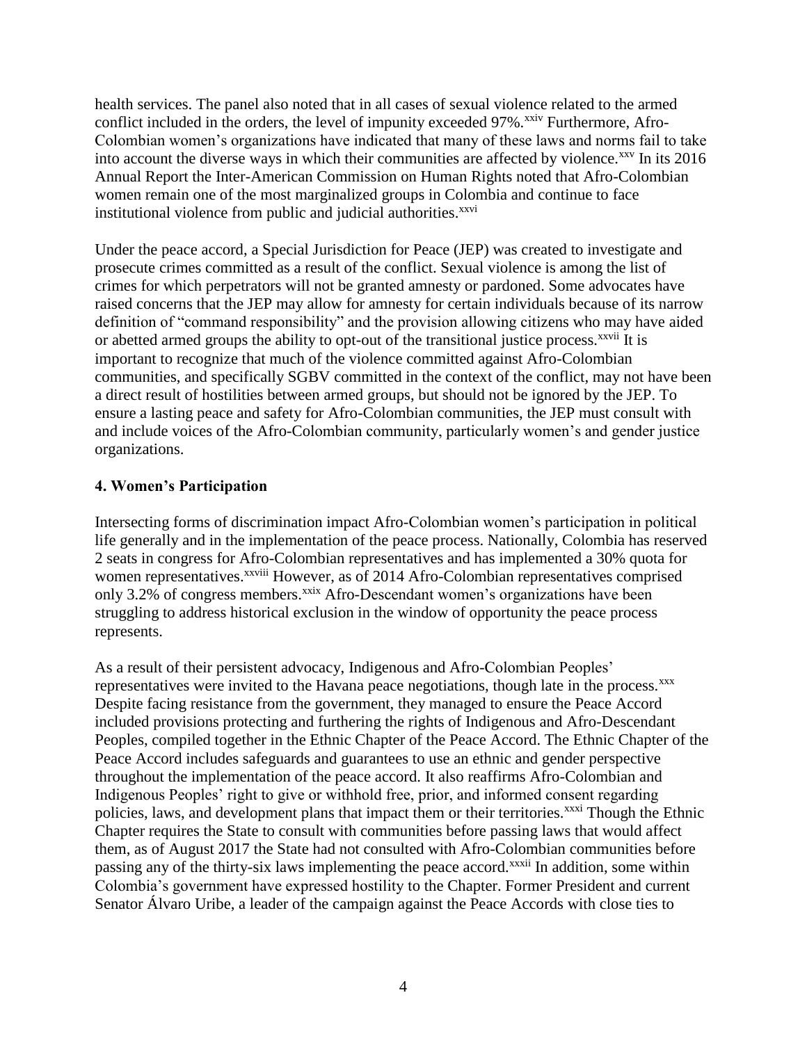health services. The panel also noted that in all cases of sexual violence related to the armed conflict included in the orders, the level of impunity exceeded 97%.[xxiv] Furthermore, Afro-Colombian women's organizations have indicated that many of these laws and norms fail to take into account the diverse ways in which their communities are affected by violence.[xxv] In its 2016 Annual Report the Inter-American Commission on Human Rights noted that Afro-Colombian women remain one of the most marginalized groups in Colombia and continue to face institutional violence from public and judicial authorities.[xxvi]

Under the peace accord, a Special Jurisdiction for Peace (JEP) was created to investigate and prosecute crimes committed as a result of the conflict. Sexual violence is among the list of crimes for which perpetrators will not be granted amnesty or pardoned. Some advocates have raised concerns that the JEP may allow for amnesty for certain individuals because of its narrow definition of "command responsibility" and the provision allowing citizens who may have aided or abetted armed groups the ability to opt-out of the transitional justice process.[xxvii] It is important to recognize that much of the violence committed against Afro-Colombian communities, and specifically SGBV committed in the context of the conflict, may not have been a direct result of hostilities between armed groups, but should not be ignored by the JEP. To ensure a lasting peace and safety for Afro-Colombian communities, the JEP must consult with and include voices of the Afro-Colombian community, particularly women's and gender justice organizations.

## 4. Women's Participation

Intersecting forms of discrimination impact Afro-Colombian women's participation in political life generally and in the implementation of the peace process. Nationally, Colombia has reserved 2 seats in congress for Afro-Colombian representatives and has implemented a 30% quota for women representatives.[xxviii] However, as of 2014 Afro-Colombian representatives comprised only 3.2% of congress members.[xxix] Afro-Descendant women's organizations have been struggling to address historical exclusion in the window of opportunity the peace process represents.

As a result of their persistent advocacy, Indigenous and Afro-Colombian Peoples' representatives were invited to the Havana peace negotiations, though late in the process.[xxx] Despite facing resistance from the government, they managed to ensure the Peace Accord included provisions protecting and furthering the rights of Indigenous and Afro-Descendant Peoples, compiled together in the Ethnic Chapter of the Peace Accord. The Ethnic Chapter of the Peace Accord includes safeguards and guarantees to use an ethnic and gender perspective throughout the implementation of the peace accord. It also reaffirms Afro-Colombian and Indigenous Peoples' right to give or withhold free, prior, and informed consent regarding policies, laws, and development plans that impact them or their territories.[xxxi] Though the Ethnic Chapter requires the State to consult with communities before passing laws that would affect them, as of August 2017 the State had not consulted with Afro-Colombian communities before passing any of the thirty-six laws implementing the peace accord.[xxxii] In addition, some within Colombia's government have expressed hostility to the Chapter. Former President and current Senator Álvaro Uribe, a leader of the campaign against the Peace Accords with close ties to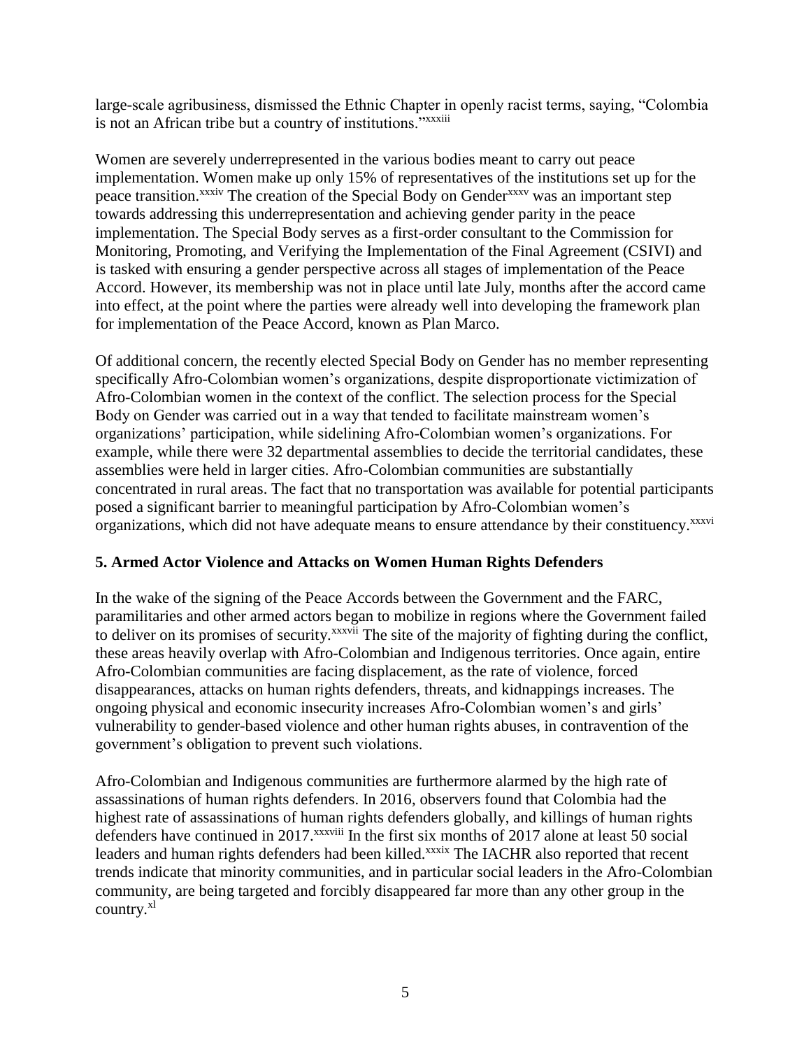large-scale agribusiness, dismissed the Ethnic Chapter in openly racist terms, saying, "Colombia is not an African tribe but a country of institutions."[xxxiii]

Women are severely underrepresented in the various bodies meant to carry out peace implementation. Women make up only 15% of representatives of the institutions set up for the peace transition.[xxxiv] The creation of the Special Body on Gender[xxxv] was an important step towards addressing this underrepresentation and achieving gender parity in the peace implementation. The Special Body serves as a first-order consultant to the Commission for Monitoring, Promoting, and Verifying the Implementation of the Final Agreement (CSIVI) and is tasked with ensuring a gender perspective across all stages of implementation of the Peace Accord. However, its membership was not in place until late July, months after the accord came into effect, at the point where the parties were already well into developing the framework plan for implementation of the Peace Accord, known as Plan Marco.

Of additional concern, the recently elected Special Body on Gender has no member representing specifically Afro-Colombian women's organizations, despite disproportionate victimization of Afro-Colombian women in the context of the conflict. The selection process for the Special Body on Gender was carried out in a way that tended to facilitate mainstream women's organizations' participation, while sidelining Afro-Colombian women's organizations. For example, while there were 32 departmental assemblies to decide the territorial candidates, these assemblies were held in larger cities. Afro-Colombian communities are substantially concentrated in rural areas. The fact that no transportation was available for potential participants posed a significant barrier to meaningful participation by Afro-Colombian women's organizations, which did not have adequate means to ensure attendance by their constituency.[xxxvi]

## 5. Armed Actor Violence and Attacks on Women Human Rights Defenders

In the wake of the signing of the Peace Accords between the Government and the FARC, paramilitaries and other armed actors began to mobilize in regions where the Government failed to deliver on its promises of security.[xxxvii] The site of the majority of fighting during the conflict, these areas heavily overlap with Afro-Colombian and Indigenous territories. Once again, entire Afro-Colombian communities are facing displacement, as the rate of violence, forced disappearances, attacks on human rights defenders, threats, and kidnappings increases. The ongoing physical and economic insecurity increases Afro-Colombian women's and girls' vulnerability to gender-based violence and other human rights abuses, in contravention of the government's obligation to prevent such violations.

Afro-Colombian and Indigenous communities are furthermore alarmed by the high rate of assassinations of human rights defenders. In 2016, observers found that Colombia had the highest rate of assassinations of human rights defenders globally, and killings of human rights defenders have continued in 2017.[xxxviii] In the first six months of 2017 alone at least 50 social leaders and human rights defenders had been killed.[xxxix] The IACHR also reported that recent trends indicate that minority communities, and in particular social leaders in the Afro-Colombian community, are being targeted and forcibly disappeared far more than any other group in the country.[xl]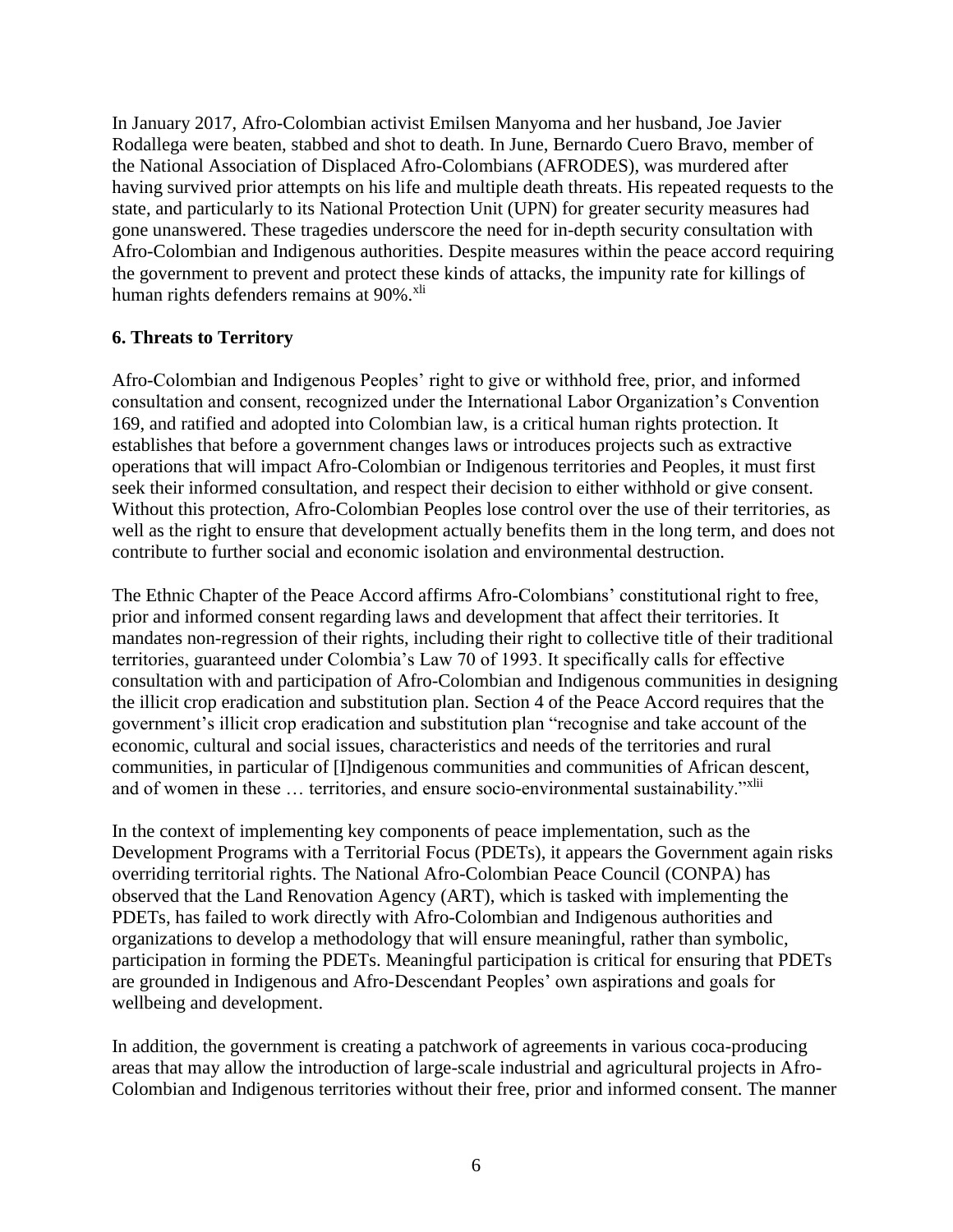In January 2017, Afro-Colombian activist Emilsen Manyoma and her husband, Joe Javier Rodallega were beaten, stabbed and shot to death. In June, Bernardo Cuero Bravo, member of the National Association of Displaced Afro-Colombians (AFRODES), was murdered after having survived prior attempts on his life and multiple death threats. His repeated requests to the state, and particularly to its National Protection Unit (UPN) for greater security measures had gone unanswered. These tragedies underscore the need for in-depth security consultation with Afro-Colombian and Indigenous authorities. Despite measures within the peace accord requiring the government to prevent and protect these kinds of attacks, the impunity rate for killings of human rights defenders remains at 90%.[xli]

**6. Threats to Territory**

Afro-Colombian and Indigenous Peoples' right to give or withhold free, prior, and informed consultation and consent, recognized under the International Labor Organization's Convention 169, and ratified and adopted into Colombian law, is a critical human rights protection. It establishes that before a government changes laws or introduces projects such as extractive operations that will impact Afro-Colombian or Indigenous territories and Peoples, it must first seek their informed consultation, and respect their decision to either withhold or give consent. Without this protection, Afro-Colombian Peoples lose control over the use of their territories, as well as the right to ensure that development actually benefits them in the long term, and does not contribute to further social and economic isolation and environmental destruction.

The Ethnic Chapter of the Peace Accord affirms Afro-Colombians' constitutional right to free, prior and informed consent regarding laws and development that affect their territories. It mandates non-regression of their rights, including their right to collective title of their traditional territories, guaranteed under Colombia's Law 70 of 1993. It specifically calls for effective consultation with and participation of Afro-Colombian and Indigenous communities in designing the illicit crop eradication and substitution plan. Section 4 of the Peace Accord requires that the government's illicit crop eradication and substitution plan "recognise and take account of the economic, cultural and social issues, characteristics and needs of the territories and rural communities, in particular of [I]ndigenous communities and communities of African descent, and of women in these … territories, and ensure socio-environmental sustainability."[xlii]

In the context of implementing key components of peace implementation, such as the Development Programs with a Territorial Focus (PDETs), it appears the Government again risks overriding territorial rights. The National Afro-Colombian Peace Council (CONPA) has observed that the Land Renovation Agency (ART), which is tasked with implementing the PDETs, has failed to work directly with Afro-Colombian and Indigenous authorities and organizations to develop a methodology that will ensure meaningful, rather than symbolic, participation in forming the PDETs. Meaningful participation is critical for ensuring that PDETs are grounded in Indigenous and Afro-Descendant Peoples' own aspirations and goals for wellbeing and development.

In addition, the government is creating a patchwork of agreements in various coca-producing areas that may allow the introduction of large-scale industrial and agricultural projects in Afro-Colombian and Indigenous territories without their free, prior and informed consent. The manner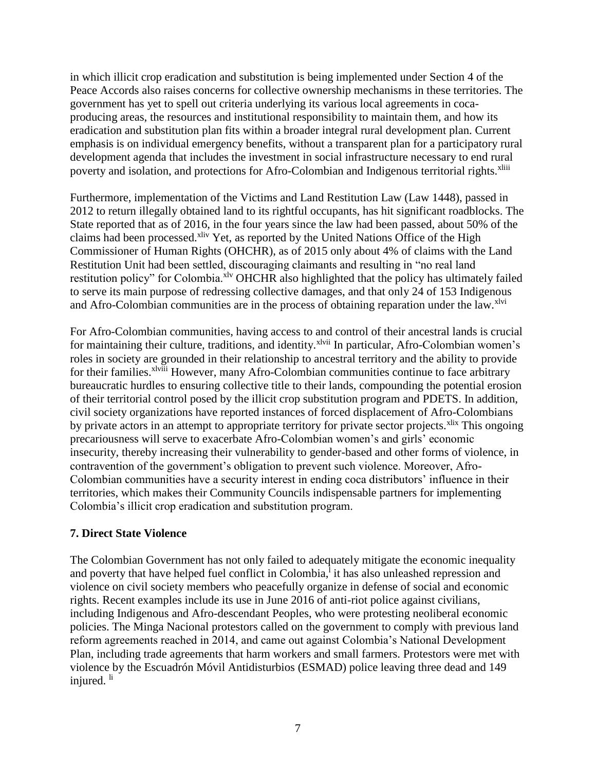in which illicit crop eradication and substitution is being implemented under Section 4 of the Peace Accords also raises concerns for collective ownership mechanisms in these territories. The government has yet to spell out criteria underlying its various local agreements in coca-producing areas, the resources and institutional responsibility to maintain them, and how its eradication and substitution plan fits within a broader integral rural development plan. Current emphasis is on individual emergency benefits, without a transparent plan for a participatory rural development agenda that includes the investment in social infrastructure necessary to end rural poverty and isolation, and protections for Afro-Colombian and Indigenous territorial rights.[xliii]

Furthermore, implementation of the Victims and Land Restitution Law (Law 1448), passed in 2012 to return illegally obtained land to its rightful occupants, has hit significant roadblocks. The State reported that as of 2016, in the four years since the law had been passed, about 50% of the claims had been processed.[xliv] Yet, as reported by the United Nations Office of the High Commissioner of Human Rights (OHCHR), as of 2015 only about 4% of claims with the Land Restitution Unit had been settled, discouraging claimants and resulting in "no real land restitution policy" for Colombia.[xlv] OHCHR also highlighted that the policy has ultimately failed to serve its main purpose of redressing collective damages, and that only 24 of 153 Indigenous and Afro-Colombian communities are in the process of obtaining reparation under the law.[xlvi]

For Afro-Colombian communities, having access to and control of their ancestral lands is crucial for maintaining their culture, traditions, and identity.[xlvii] In particular, Afro-Colombian women's roles in society are grounded in their relationship to ancestral territory and the ability to provide for their families.[xlviii] However, many Afro-Colombian communities continue to face arbitrary bureaucratic hurdles to ensuring collective title to their lands, compounding the potential erosion of their territorial control posed by the illicit crop substitution program and PDETS. In addition, civil society organizations have reported instances of forced displacement of Afro-Colombians by private actors in an attempt to appropriate territory for private sector projects.[xlix] This ongoing precariousness will serve to exacerbate Afro-Colombian women's and girls' economic insecurity, thereby increasing their vulnerability to gender-based and other forms of violence, in contravention of the government's obligation to prevent such violence. Moreover, Afro-Colombian communities have a security interest in ending coca distributors' influence in their territories, which makes their Community Councils indispensable partners for implementing Colombia's illicit crop eradication and substitution program.

## 7. Direct State Violence

The Colombian Government has not only failed to adequately mitigate the economic inequality and poverty that have helped fuel conflict in Colombia,[l] it has also unleashed repression and violence on civil society members who peacefully organize in defense of social and economic rights. Recent examples include its use in June 2016 of anti-riot police against civilians, including Indigenous and Afro-descendant Peoples, who were protesting neoliberal economic policies. The Minga Nacional protestors called on the government to comply with previous land reform agreements reached in 2014, and came out against Colombia's National Development Plan, including trade agreements that harm workers and small farmers. Protestors were met with violence by the Escuadrón Móvil Antidisturbios (ESMAD) police leaving three dead and 149 injured.[li]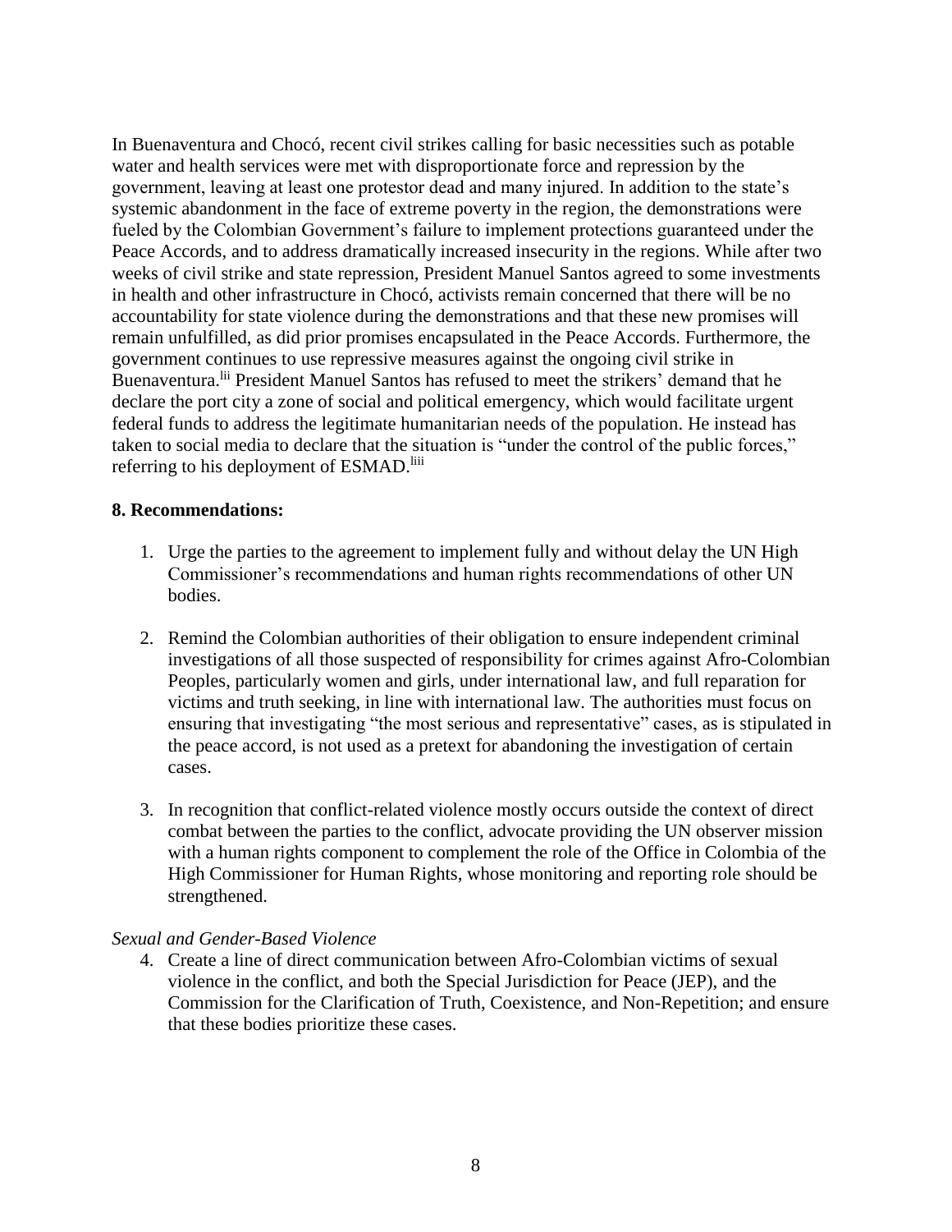In Buenaventura and Chocó, recent civil strikes calling for basic necessities such as potable water and health services were met with disproportionate force and repression by the government, leaving at least one protestor dead and many injured. In addition to the state's systemic abandonment in the face of extreme poverty in the region, the demonstrations were fueled by the Colombian Government's failure to implement protections guaranteed under the Peace Accords, and to address dramatically increased insecurity in the regions. While after two weeks of civil strike and state repression, President Manuel Santos agreed to some investments in health and other infrastructure in Chocó, activists remain concerned that there will be no accountability for state violence during the demonstrations and that these new promises will remain unfulfilled, as did prior promises encapsulated in the Peace Accords. Furthermore, the government continues to use repressive measures against the ongoing civil strike in Buenaventura.[lii] President Manuel Santos has refused to meet the strikers' demand that he declare the port city a zone of social and political emergency, which would facilitate urgent federal funds to address the legitimate humanitarian needs of the population. He instead has taken to social media to declare that the situation is "under the control of the public forces," referring to his deployment of ESMAD.[liii]

**8. Recommendations:**

1. Urge the parties to the agreement to implement fully and without delay the UN High Commissioner's recommendations and human rights recommendations of other UN bodies.

2. Remind the Colombian authorities of their obligation to ensure independent criminal investigations of all those suspected of responsibility for crimes against Afro-Colombian Peoples, particularly women and girls, under international law, and full reparation for victims and truth seeking, in line with international law. The authorities must focus on ensuring that investigating "the most serious and representative" cases, as is stipulated in the peace accord, is not used as a pretext for abandoning the investigation of certain cases.

3. In recognition that conflict-related violence mostly occurs outside the context of direct combat between the parties to the conflict, advocate providing the UN observer mission with a human rights component to complement the role of the Office in Colombia of the High Commissioner for Human Rights, whose monitoring and reporting role should be strengthened.

*Sexual and Gender-Based Violence*

4. Create a line of direct communication between Afro-Colombian victims of sexual violence in the conflict, and both the Special Jurisdiction for Peace (JEP), and the Commission for the Clarification of Truth, Coexistence, and Non-Repetition; and ensure that these bodies prioritize these cases.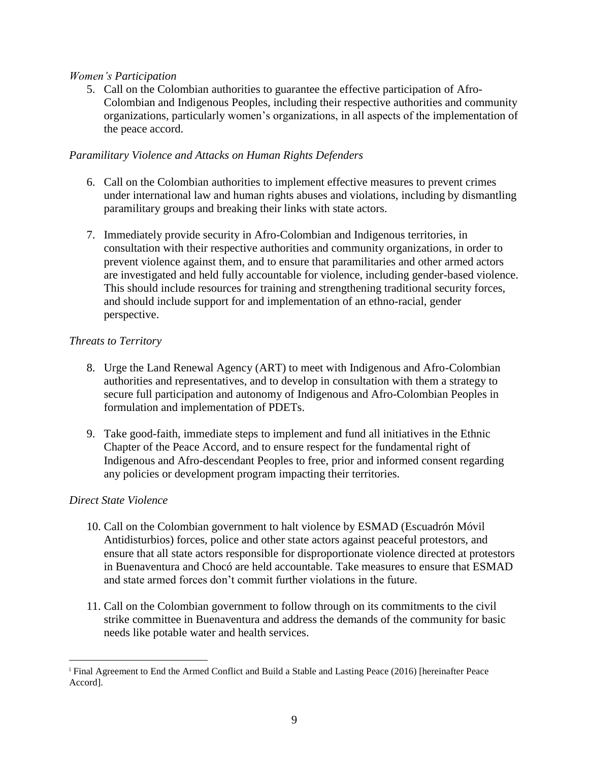*Women's Participation*

5. Call on the Colombian authorities to guarantee the effective participation of Afro-Colombian and Indigenous Peoples, including their respective authorities and community organizations, particularly women's organizations, in all aspects of the implementation of the peace accord.

*Paramilitary Violence and Attacks on Human Rights Defenders*

6. Call on the Colombian authorities to implement effective measures to prevent crimes under international law and human rights abuses and violations, including by dismantling paramilitary groups and breaking their links with state actors.

7. Immediately provide security in Afro-Colombian and Indigenous territories, in consultation with their respective authorities and community organizations, in order to prevent violence against them, and to ensure that paramilitaries and other armed actors are investigated and held fully accountable for violence, including gender-based violence. This should include resources for training and strengthening traditional security forces, and should include support for and implementation of an ethno-racial, gender perspective.

*Threats to Territory*

8. Urge the Land Renewal Agency (ART) to meet with Indigenous and Afro-Colombian authorities and representatives, and to develop in consultation with them a strategy to secure full participation and autonomy of Indigenous and Afro-Colombian Peoples in formulation and implementation of PDETs.

9. Take good-faith, immediate steps to implement and fund all initiatives in the Ethnic Chapter of the Peace Accord, and to ensure respect for the fundamental right of Indigenous and Afro-descendant Peoples to free, prior and informed consent regarding any policies or development program impacting their territories.

*Direct State Violence*

10. Call on the Colombian government to halt violence by ESMAD (Escuadrón Móvil Antidisturbios) forces, police and other state actors against peaceful protestors, and ensure that all state actors responsible for disproportionate violence directed at protestors in Buenaventura and Chocó are held accountable. Take measures to ensure that ESMAD and state armed forces don't commit further violations in the future.

11. Call on the Colombian government to follow through on its commitments to the civil strike committee in Buenaventura and address the demands of the community for basic needs like potable water and health services.

---

[i] Final Agreement to End the Armed Conflict and Build a Stable and Lasting Peace (2016) [hereinafter Peace Accord].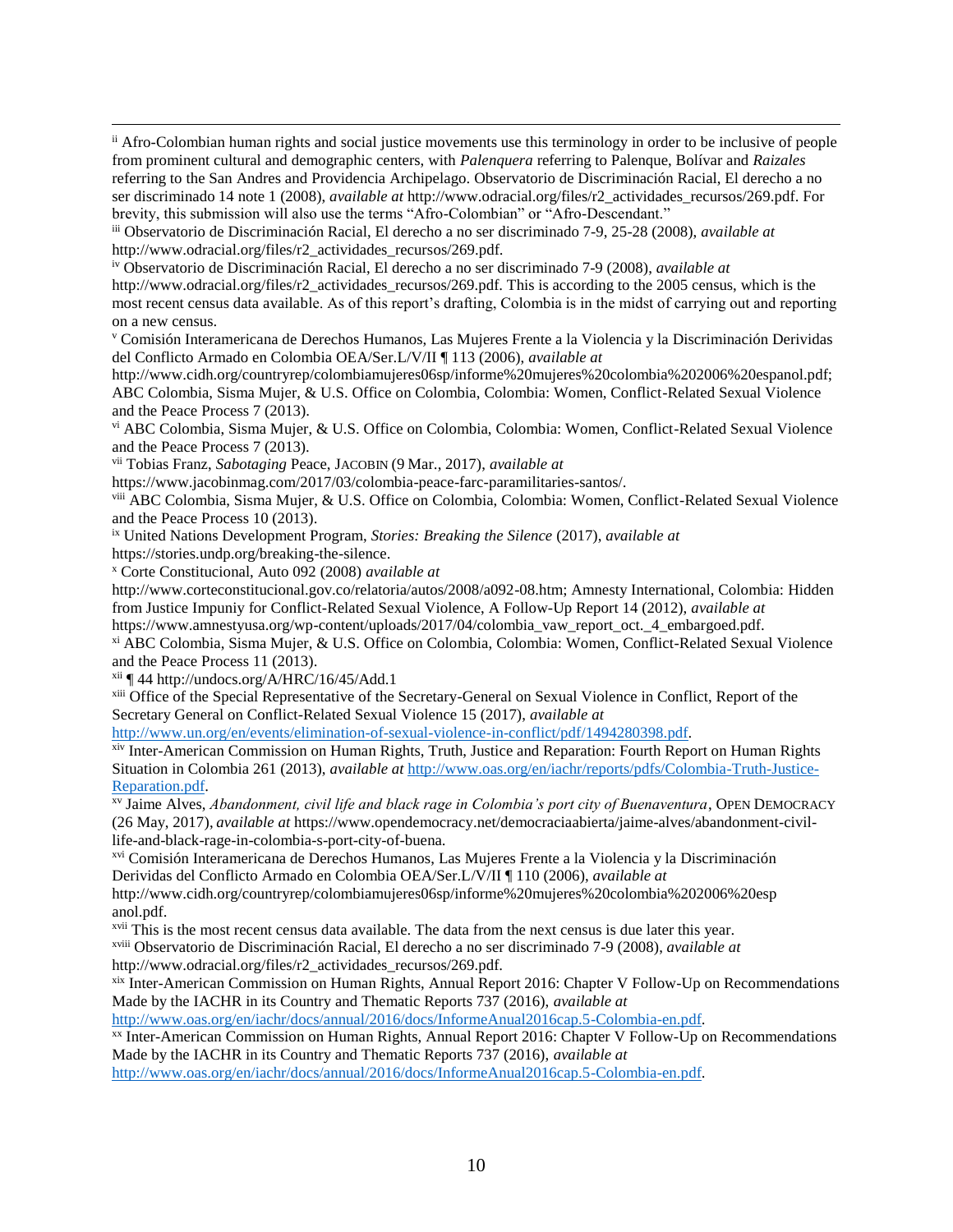[ii] Afro-Colombian human rights and social justice movements use this terminology in order to be inclusive of people from prominent cultural and demographic centers, with *Palenquera* referring to Palenque, Bolívar and *Raizales* referring to the San Andres and Providencia Archipelago. Observatorio de Discriminación Racial, El derecho a no ser discriminado 14 note 1 (2008), *available at* http://www.odracial.org/files/r2_actividades_recursos/269.pdf. For brevity, this submission will also use the terms "Afro-Colombian" or "Afro-Descendant."

[iii] Observatorio de Discriminación Racial, El derecho a no ser discriminado 7-9, 25-28 (2008), *available at* http://www.odracial.org/files/r2_actividades_recursos/269.pdf.

[iv] Observatorio de Discriminación Racial, El derecho a no ser discriminado 7-9 (2008), *available at* http://www.odracial.org/files/r2_actividades_recursos/269.pdf. This is according to the 2005 census, which is the most recent census data available. As of this report's drafting, Colombia is in the midst of carrying out and reporting on a new census.

[v] Comisión Interamericana de Derechos Humanos, Las Mujeres Frente a la Violencia y la Discriminación Derividas del Conflicto Armado en Colombia OEA/Ser.L/V/II ¶ 113 (2006), *available at* http://www.cidh.org/countryrep/colombiamujeres06sp/informe%20mujeres%20colombia%202006%20espanol.pdf; ABC Colombia, Sisma Mujer, & U.S. Office on Colombia, Colombia: Women, Conflict-Related Sexual Violence and the Peace Process 7 (2013).

[vi] ABC Colombia, Sisma Mujer, & U.S. Office on Colombia, Colombia: Women, Conflict-Related Sexual Violence and the Peace Process 7 (2013).

[vii] Tobias Franz, *Sabotaging* Peace, JACOBIN (9 Mar., 2017), *available at* https://www.jacobinmag.com/2017/03/colombia-peace-farc-paramilitaries-santos/.

[viii] ABC Colombia, Sisma Mujer, & U.S. Office on Colombia, Colombia: Women, Conflict-Related Sexual Violence and the Peace Process 10 (2013).

[ix] United Nations Development Program, *Stories: Breaking the Silence* (2017), *available at* https://stories.undp.org/breaking-the-silence.

[x] Corte Constitucional, Auto 092 (2008) *available at* http://www.corteconstitucional.gov.co/relatoria/autos/2008/a092-08.htm; Amnesty International, Colombia: Hidden from Justice Impuniy for Conflict-Related Sexual Violence, A Follow-Up Report 14 (2012), *available at* https://www.amnestyusa.org/wp-content/uploads/2017/04/colombia_vaw_report_oct._4_embargoed.pdf.

[xi] ABC Colombia, Sisma Mujer, & U.S. Office on Colombia, Colombia: Women, Conflict-Related Sexual Violence and the Peace Process 11 (2013).

[xii] ¶ 44 http://undocs.org/A/HRC/16/45/Add.1

[xiii] Office of the Special Representative of the Secretary-General on Sexual Violence in Conflict, Report of the Secretary General on Conflict-Related Sexual Violence 15 (2017), *available at* http://www.un.org/en/events/elimination-of-sexual-violence-in-conflict/pdf/1494280398.pdf.

[xiv] Inter-American Commission on Human Rights, Truth, Justice and Reparation: Fourth Report on Human Rights Situation in Colombia 261 (2013), *available at* http://www.oas.org/en/iachr/reports/pdfs/Colombia-Truth-Justice-Reparation.pdf.

[xv] Jaime Alves, *Abandonment, civil life and black rage in Colombia's port city of Buenaventura*, OPEN DEMOCRACY (26 May, 2017), *available at* https://www.opendemocracy.net/democraciaabierta/jaime-alves/abandonment-civil-life-and-black-rage-in-colombia-s-port-city-of-buena.

[xvi] Comisión Interamericana de Derechos Humanos, Las Mujeres Frente a la Violencia y la Discriminación Derividas del Conflicto Armado en Colombia OEA/Ser.L/V/II ¶ 110 (2006), *available at* http://www.cidh.org/countryrep/colombiamujeres06sp/informe%20mujeres%20colombia%202006%20espanol.pdf.

[xvii] This is the most recent census data available. The data from the next census is due later this year.

[xviii] Observatorio de Discriminación Racial, El derecho a no ser discriminado 7-9 (2008), *available at* http://www.odracial.org/files/r2_actividades_recursos/269.pdf.

[xix] Inter-American Commission on Human Rights, Annual Report 2016: Chapter V Follow-Up on Recommendations Made by the IACHR in its Country and Thematic Reports 737 (2016), *available at* http://www.oas.org/en/iachr/docs/annual/2016/docs/InformeAnual2016cap.5-Colombia-en.pdf.

[xx] Inter-American Commission on Human Rights, Annual Report 2016: Chapter V Follow-Up on Recommendations Made by the IACHR in its Country and Thematic Reports 737 (2016), *available at* http://www.oas.org/en/iachr/docs/annual/2016/docs/InformeAnual2016cap.5-Colombia-en.pdf.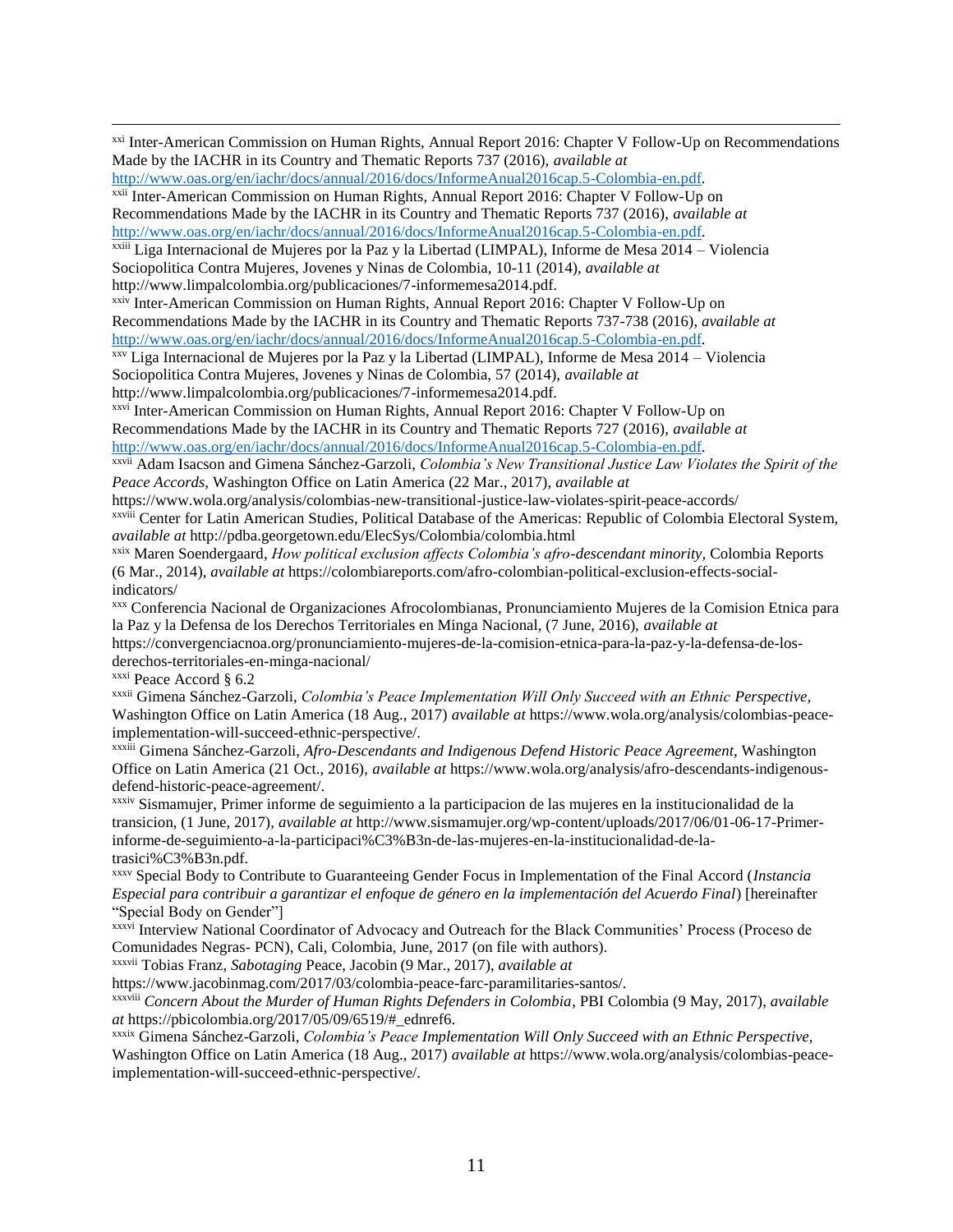[xxi] Inter-American Commission on Human Rights, Annual Report 2016: Chapter V Follow-Up on Recommendations Made by the IACHR in its Country and Thematic Reports 737 (2016), *available at* http://www.oas.org/en/iachr/docs/annual/2016/docs/InformeAnual2016cap.5-Colombia-en.pdf.

[xxii] Inter-American Commission on Human Rights, Annual Report 2016: Chapter V Follow-Up on Recommendations Made by the IACHR in its Country and Thematic Reports 737 (2016), *available at* http://www.oas.org/en/iachr/docs/annual/2016/docs/InformeAnual2016cap.5-Colombia-en.pdf.

[xxiii] Liga Internacional de Mujeres por la Paz y la Libertad (LIMPAL), Informe de Mesa 2014 – Violencia Sociopolitica Contra Mujeres, Jovenes y Ninas de Colombia, 10-11 (2014), *available at* http://www.limpalcolombia.org/publicaciones/7-informemesa2014.pdf.

[xxiv] Inter-American Commission on Human Rights, Annual Report 2016: Chapter V Follow-Up on Recommendations Made by the IACHR in its Country and Thematic Reports 737-738 (2016), *available at* http://www.oas.org/en/iachr/docs/annual/2016/docs/InformeAnual2016cap.5-Colombia-en.pdf.

[xxv] Liga Internacional de Mujeres por la Paz y la Libertad (LIMPAL), Informe de Mesa 2014 – Violencia Sociopolitica Contra Mujeres, Jovenes y Ninas de Colombia, 57 (2014), *available at* http://www.limpalcolombia.org/publicaciones/7-informemesa2014.pdf.

[xxvi] Inter-American Commission on Human Rights, Annual Report 2016: Chapter V Follow-Up on Recommendations Made by the IACHR in its Country and Thematic Reports 727 (2016), *available at* http://www.oas.org/en/iachr/docs/annual/2016/docs/InformeAnual2016cap.5-Colombia-en.pdf.

[xxvii] Adam Isacson and Gimena Sánchez-Garzoli, *Colombia's New Transitional Justice Law Violates the Spirit of the Peace Accords,* Washington Office on Latin America (22 Mar., 2017), *available at* https://www.wola.org/analysis/colombias-new-transitional-justice-law-violates-spirit-peace-accords/

[xxviii] Center for Latin American Studies, Political Database of the Americas: Republic of Colombia Electoral System, *available at* http://pdba.georgetown.edu/ElecSys/Colombia/colombia.html

[xxix] Maren Soendergaard, *How political exclusion affects Colombia's afro-descendant minority,* Colombia Reports (6 Mar., 2014), *available at* https://colombiareports.com/afro-colombian-political-exclusion-effects-social-indicators/

[xxx] Conferencia Nacional de Organizaciones Afrocolombianas, Pronunciamiento Mujeres de la Comision Etnica para la Paz y la Defensa de los Derechos Territoriales en Minga Nacional, (7 June, 2016), *available at* https://convergenciacnoa.org/pronunciamiento-mujeres-de-la-comision-etnica-para-la-paz-y-la-defensa-de-los-derechos-territoriales-en-minga-nacional/

[xxxi] Peace Accord § 6.2

[xxxii] Gimena Sánchez-Garzoli, *Colombia's Peace Implementation Will Only Succeed with an Ethnic Perspective,* Washington Office on Latin America (18 Aug., 2017) *available at* https://www.wola.org/analysis/colombias-peace-implementation-will-succeed-ethnic-perspective/.

[xxxiii] Gimena Sánchez-Garzoli, *Afro-Descendants and Indigenous Defend Historic Peace Agreement,* Washington Office on Latin America (21 Oct., 2016), *available at* https://www.wola.org/analysis/afro-descendants-indigenous-defend-historic-peace-agreement/.

[xxxiv] Sismamujer, Primer informe de seguimiento a la participacion de las mujeres en la institucionalidad de la transicion, (1 June, 2017), *available at* http://www.sismamujer.org/wp-content/uploads/2017/06/01-06-17-Primer-informe-de-seguimiento-a-la-participaci%C3%B3n-de-las-mujeres-en-la-institucionalidad-de-la-trasici%C3%B3n.pdf.

[xxxv] Special Body to Contribute to Guaranteeing Gender Focus in Implementation of the Final Accord (*Instancia Especial para contribuir a garantizar el enfoque de género en la implementación del Acuerdo Final*) [hereinafter "Special Body on Gender"]

[xxxvi] Interview National Coordinator of Advocacy and Outreach for the Black Communities' Process (Proceso de Comunidades Negras- PCN), Cali, Colombia, June, 2017 (on file with authors).

[xxxvii] Tobias Franz, *Sabotaging* Peace, Jacobin (9 Mar., 2017), *available at* https://www.jacobinmag.com/2017/03/colombia-peace-farc-paramilitaries-santos/.

[xxxviii] *Concern About the Murder of Human Rights Defenders in Colombia*, PBI Colombia (9 May, 2017), *available at* https://pbicolombia.org/2017/05/09/6519/#_ednref6.

[xxxix] Gimena Sánchez-Garzoli, *Colombia's Peace Implementation Will Only Succeed with an Ethnic Perspective,* Washington Office on Latin America (18 Aug., 2017) *available at* https://www.wola.org/analysis/colombias-peace-implementation-will-succeed-ethnic-perspective/.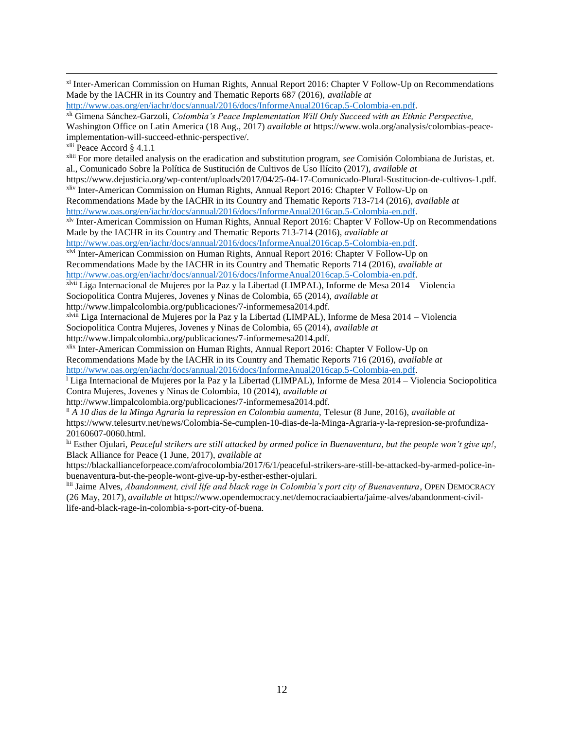[xl] Inter-American Commission on Human Rights, Annual Report 2016: Chapter V Follow-Up on Recommendations Made by the IACHR in its Country and Thematic Reports 687 (2016), *available at* http://www.oas.org/en/iachr/docs/annual/2016/docs/InformeAnual2016cap.5-Colombia-en.pdf.

[xli] Gimena Sánchez-Garzoli, *Colombia's Peace Implementation Will Only Succeed with an Ethnic Perspective,* Washington Office on Latin America (18 Aug., 2017) *available at* https://www.wola.org/analysis/colombias-peace-implementation-will-succeed-ethnic-perspective/.

[xlii] Peace Accord § 4.1.1

[xliii] For more detailed analysis on the eradication and substitution program, *see* Comisión Colombiana de Juristas, et. al., Comunicado Sobre la Política de Sustitución de Cultivos de Uso Ilícito (2017), *available at* https://www.dejusticia.org/wp-content/uploads/2017/04/25-04-17-Comunicado-Plural-Sustitucion-de-cultivos-1.pdf.

[xliv] Inter-American Commission on Human Rights, Annual Report 2016: Chapter V Follow-Up on Recommendations Made by the IACHR in its Country and Thematic Reports 713-714 (2016), *available at* http://www.oas.org/en/iachr/docs/annual/2016/docs/InformeAnual2016cap.5-Colombia-en.pdf.

[xlv] Inter-American Commission on Human Rights, Annual Report 2016: Chapter V Follow-Up on Recommendations Made by the IACHR in its Country and Thematic Reports 713-714 (2016), *available at* http://www.oas.org/en/iachr/docs/annual/2016/docs/InformeAnual2016cap.5-Colombia-en.pdf.

[xlvi] Inter-American Commission on Human Rights, Annual Report 2016: Chapter V Follow-Up on Recommendations Made by the IACHR in its Country and Thematic Reports 714 (2016), *available at* http://www.oas.org/en/iachr/docs/annual/2016/docs/InformeAnual2016cap.5-Colombia-en.pdf.

[xlvii] Liga Internacional de Mujeres por la Paz y la Libertad (LIMPAL), Informe de Mesa 2014 – Violencia Sociopolitica Contra Mujeres, Jovenes y Ninas de Colombia, 65 (2014), *available at* http://www.limpalcolombia.org/publicaciones/7-informemesa2014.pdf.

[xlviii] Liga Internacional de Mujeres por la Paz y la Libertad (LIMPAL), Informe de Mesa 2014 – Violencia Sociopolitica Contra Mujeres, Jovenes y Ninas de Colombia, 65 (2014), *available at* http://www.limpalcolombia.org/publicaciones/7-informemesa2014.pdf.

[xlix] Inter-American Commission on Human Rights, Annual Report 2016: Chapter V Follow-Up on Recommendations Made by the IACHR in its Country and Thematic Reports 716 (2016), *available at* http://www.oas.org/en/iachr/docs/annual/2016/docs/InformeAnual2016cap.5-Colombia-en.pdf.

[l] Liga Internacional de Mujeres por la Paz y la Libertad (LIMPAL), Informe de Mesa 2014 – Violencia Sociopolitica Contra Mujeres, Jovenes y Ninas de Colombia, 10 (2014), *available at* http://www.limpalcolombia.org/publicaciones/7-informemesa2014.pdf.

[li] *A 10 dias de la Minga Agraria la repression en Colombia aumenta*, Telesur (8 June, 2016), *available at* https://www.telesurtv.net/news/Colombia-Se-cumplen-10-dias-de-la-Minga-Agraria-y-la-represion-se-profundiza-20160607-0060.html.

[lii] Esther Ojulari, *Peaceful strikers are still attacked by armed police in Buenaventura, but the people won't give up!*, Black Alliance for Peace (1 June, 2017), *available at* https://blackallianceforpeace.com/afrocolombia/2017/6/1/peaceful-strikers-are-still-be-attacked-by-armed-police-in-buenaventura-but-the-people-wont-give-up-by-esther-esther-ojulari.

[liii] Jaime Alves, *Abandonment, civil life and black rage in Colombia's port city of Buenaventura*, OPEN DEMOCRACY (26 May, 2017), *available at* https://www.opendemocracy.net/democraciaabierta/jaime-alves/abandonment-civil-life-and-black-rage-in-colombia-s-port-city-of-buena.